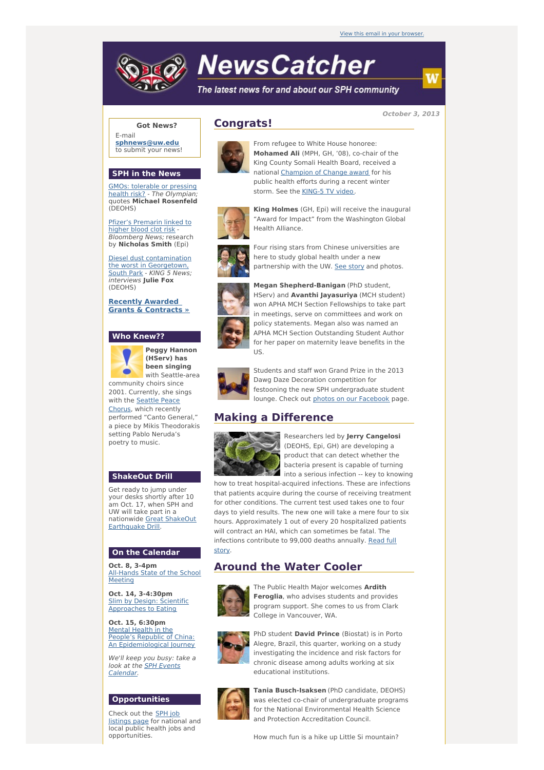View this email in your browser.

# NewsCatcher

*The latest news for and about our SPH community*

October 3, 2013

**Got News?**

E-mail **sphnews@uw.edu** to submit your news!

## SPH in the News

GMOs: tolerable or pressing health risk? - *The Olympian;* quotes **Michael Rosenfeld** (DEOHS)

Pfizer's Premarin linked to higher blood clot risk - *Bloomberg News;* research by **Nicholas Smith** (Epi)

Diesel dust contamination the worst in Georgetown, South Park - *KING 5 News; interviews* **Julie Fox** (DEOHS)

**Recently Awarded Grants & Contracts »**

## Who Knew??

**Peggy Hannon (HServ) has been singing** with Seattle-area community choirs since 2001. Currently, she sings with the Seattle Peace Chorus, which recently performed "Canto General," a piece by Mikis Theodorakis setting Pablo Neruda's poetry to music.

## ShakeOut Drill

Get ready to jump under your desks shortly after 10 am Oct. 17, when SPH and UW will take part in a nationwide Great ShakeOut Earthquake Drill.

## On the Calendar

**Oct. 8, 3-4pm**
All-Hands State of the School Meeting

**Oct. 14, 3-4:30pm**
Slim by Design: Scientific Approaches to Eating

**Oct. 15, 6:30pm**
Mental Health in the People's Republic of China: An Epidemiological Journey

*We'll keep you busy: take a look at the SPH Events Calendar.*

## Opportunities

Check out the SPH job listings page for national and local public health jobs and opportunities.

## Congrats!

From refugee to White House honoree: **Mohamed Ali** (MPH, GH, '08), co-chair of the King County Somali Health Board, received a national Champion of Change award for his public health efforts during a recent winter storm. See the KING-5 TV video.

**King Holmes** (GH, Epi) will receive the inaugural "Award for Impact" from the Washington Global Health Alliance.

Four rising stars from Chinese universities are here to study global health under a new partnership with the UW. See story and photos.

**Megan Shepherd-Banigan** (PhD student, HServ) and **Avanthi Jayasuriya** (MCH student) won APHA MCH Section Fellowships to take part in meetings, serve on committees and work on policy statements. Megan also was named an APHA MCH Section Outstanding Student Author for her paper on maternity leave benefits in the US.

Students and staff won Grand Prize in the 2013 Dawg Daze Decoration competition for festooning the new SPH undergraduate student lounge. Check out photos on our Facebook page.

## Making a Difference

Researchers led by **Jerry Cangelosi** (DEOHS, Epi, GH) are developing a product that can detect whether the bacteria present is capable of turning into a serious infection -- key to knowing how to treat hospital-acquired infections. These are infections that patients acquire during the course of receiving treatment for other conditions. The current test used takes one to four days to yield results. The new one will take a mere four to six hours. Approximately 1 out of every 20 hospitalized patients will contract an HAI, which can sometimes be fatal. The infections contribute to 99,000 deaths annually. Read full story.

## Around the Water Cooler

The Public Health Major welcomes **Ardith Feroglia**, who advises students and provides program support. She comes to us from Clark College in Vancouver, WA.

PhD student **David Prince** (Biostat) is in Porto Alegre, Brazil, this quarter, working on a study investigating the incidence and risk factors for chronic disease among adults working at six educational institutions.

**Tania Busch-Isaksen** (PhD candidate, DEOHS) was elected co-chair of undergraduate programs for the National Environmental Health Science and Protection Accreditation Council.

How much fun is a hike up Little Si mountain?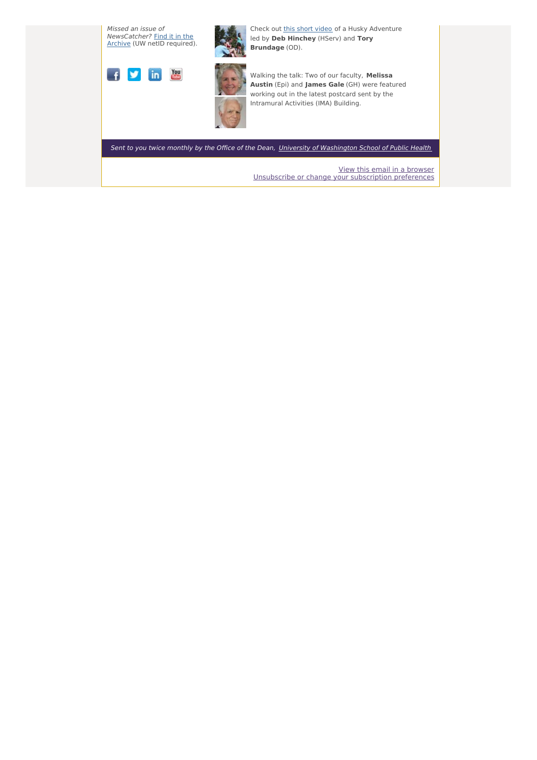*Missed an issue of NewsCatcher?* Find it in the Archive (UW netID required).

Check out this short video of a Husky Adventure led by **Deb Hinchey** (HServ) and **Tory Brundage** (OD).

Walking the talk: Two of our faculty, **Melissa Austin** (Epi) and **James Gale** (GH) were featured working out in the latest postcard sent by the Intramural Activities (IMA) Building.

*Sent to you twice monthly by the Office of the Dean, University of Washington School of Public Health*

View this email in a browser
Unsubscribe or change your subscription preferences